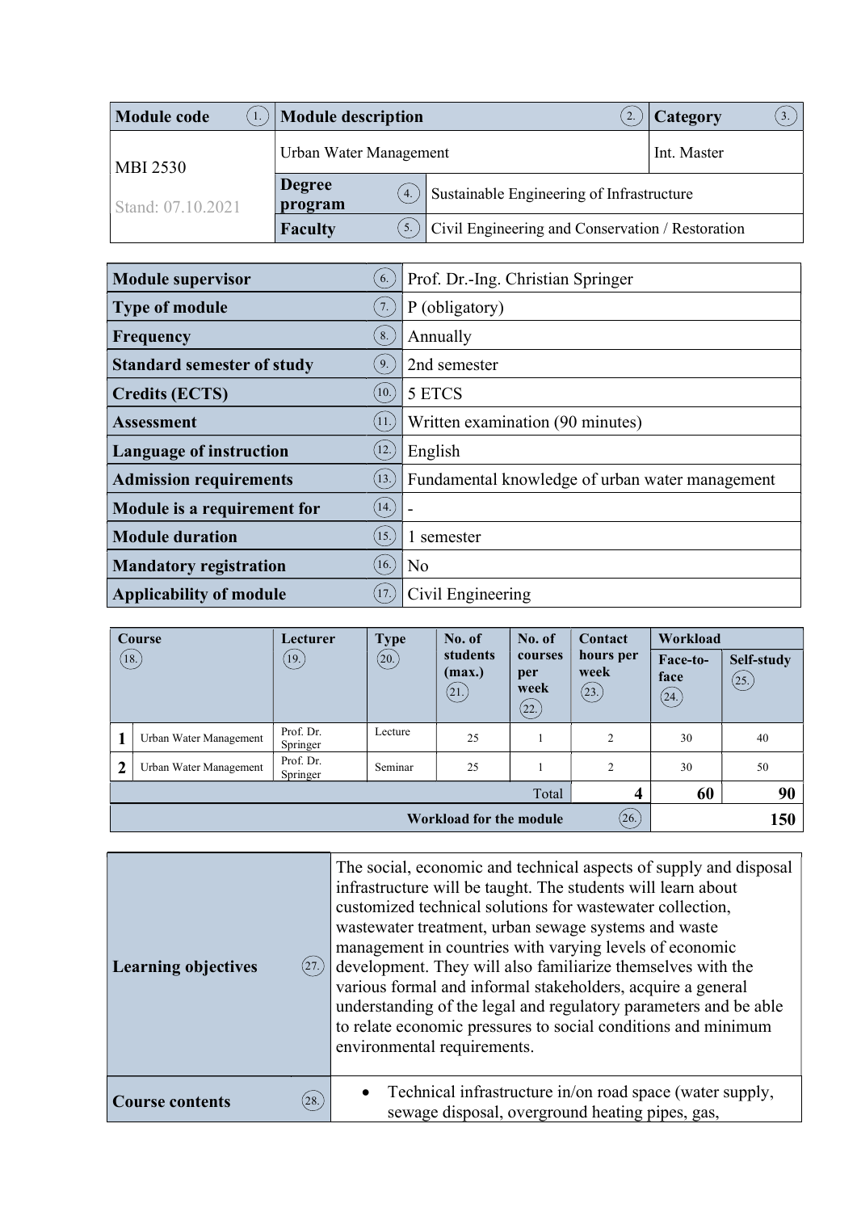| Module code (1.) | Module description (2.) | | Category (3.) |
|---|---|---|---|
| MBI 2530<br>Stand: 07.10.2021 | Urban Water Management | | Int. Master |
| | Degree program (4.) | Sustainable Engineering of Infrastructure | |
| | Faculty (5.) | Civil Engineering and Conservation / Restoration | |

| | |
|---|---|
| **Module supervisor** (6.) | Prof. Dr.-Ing. Christian Springer |
| **Type of module** (7.) | P (obligatory) |
| **Frequency** (8.) | Annually |
| **Standard semester of study** (9.) | 2nd semester |
| **Credits (ECTS)** (10.) | 5 ETCS |
| **Assessment** (11.) | Written examination (90 minutes) |
| **Language of instruction** (12.) | English |
| **Admission requirements** (13.) | Fundamental knowledge of urban water management |
| **Module is a requirement for** (14.) | - |
| **Module duration** (15.) | 1 semester |
| **Mandatory registration** (16.) | No |
| **Applicability of module** (17.) | Civil Engineering |

| | Course (18.) | Lecturer (19.) | Type (20.) | No. of students (max.) (21.) | No. of courses per week (22.) | Contact hours per week (23.) | Workload | |
|---|---|---|---|---|---|---|---|---|
| | | | | | | | Face-to-face (24.) | Self-study (25.) |
| **1** | Urban Water Management | Prof. Dr. Springer | Lecture | 25 | 1 | 2 | 30 | 40 |
| **2** | Urban Water Management | Prof. Dr. Springer | Seminar | 25 | 1 | 2 | 30 | 50 |
| | | | | | Total | **4** | **60** | **90** |
| | | | | Workload for the module (26.) | | | | **150** |

| | |
|---|---|
| **Learning objectives** (27.) | The social, economic and technical aspects of supply and disposal infrastructure will be taught. The students will learn about customized technical solutions for wastewater collection, wastewater treatment, urban sewage systems and waste management in countries with varying levels of economic development. They will also familiarize themselves with the various formal and informal stakeholders, acquire a general understanding of the legal and regulatory parameters and be able to relate economic pressures to social conditions and minimum environmental requirements. |
| **Course contents** (28.) | • Technical infrastructure in/on road space (water supply, sewage disposal, overground heating pipes, gas, |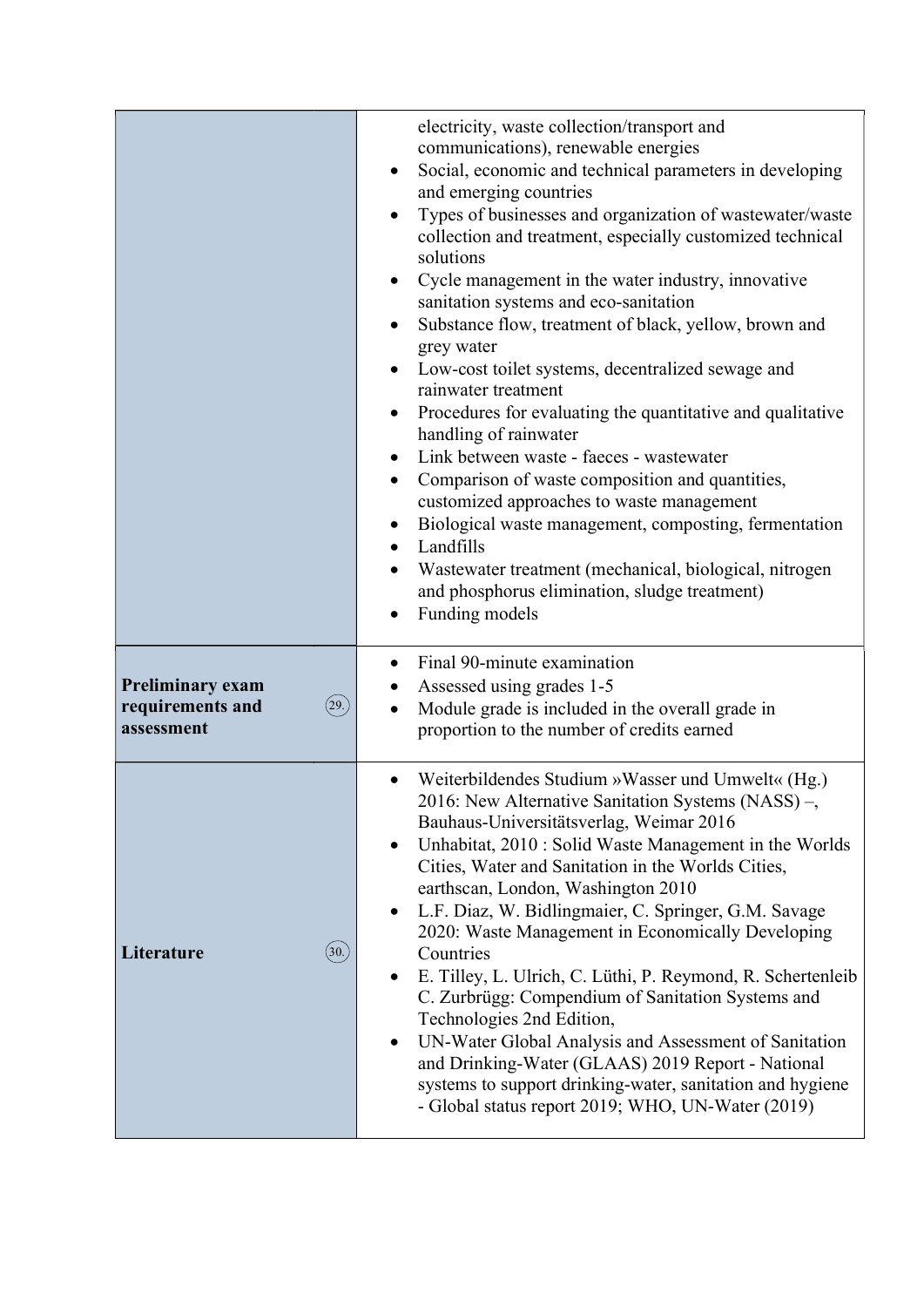| | |
|---|---|
| | electricity, waste collection/transport and communications), renewable energies<br>• Social, economic and technical parameters in developing and emerging countries<br>• Types of businesses and organization of wastewater/waste collection and treatment, especially customized technical solutions<br>• Cycle management in the water industry, innovative sanitation systems and eco-sanitation<br>• Substance flow, treatment of black, yellow, brown and grey water<br>• Low-cost toilet systems, decentralized sewage and rainwater treatment<br>• Procedures for evaluating the quantitative and qualitative handling of rainwater<br>• Link between waste - faeces - wastewater<br>• Comparison of waste composition and quantities, customized approaches to waste management<br>• Biological waste management, composting, fermentation<br>• Landfills<br>• Wastewater treatment (mechanical, biological, nitrogen and phosphorus elimination, sludge treatment)<br>• Funding models |
| **Preliminary exam requirements and assessment** (29.) | • Final 90-minute examination<br>• Assessed using grades 1-5<br>• Module grade is included in the overall grade in proportion to the number of credits earned |
| **Literature** (30.) | • Weiterbildendes Studium »Wasser und Umwelt« (Hg.) 2016: New Alternative Sanitation Systems (NASS) –, Bauhaus-Universitätsverlag, Weimar 2016<br>• Unhabitat, 2010 : Solid Waste Management in the Worlds Cities, Water and Sanitation in the Worlds Cities, earthscan, London, Washington 2010<br>• L.F. Diaz, W. Bidlingmaier, C. Springer, G.M. Savage 2020: Waste Management in Economically Developing Countries<br>• E. Tilley, L. Ulrich, C. Lüthi, P. Reymond, R. Schertenleib C. Zurbrügg: Compendium of Sanitation Systems and Technologies 2nd Edition,<br>• UN-Water Global Analysis and Assessment of Sanitation and Drinking-Water (GLAAS) 2019 Report - National systems to support drinking-water, sanitation and hygiene - Global status report 2019; WHO, UN-Water (2019) |